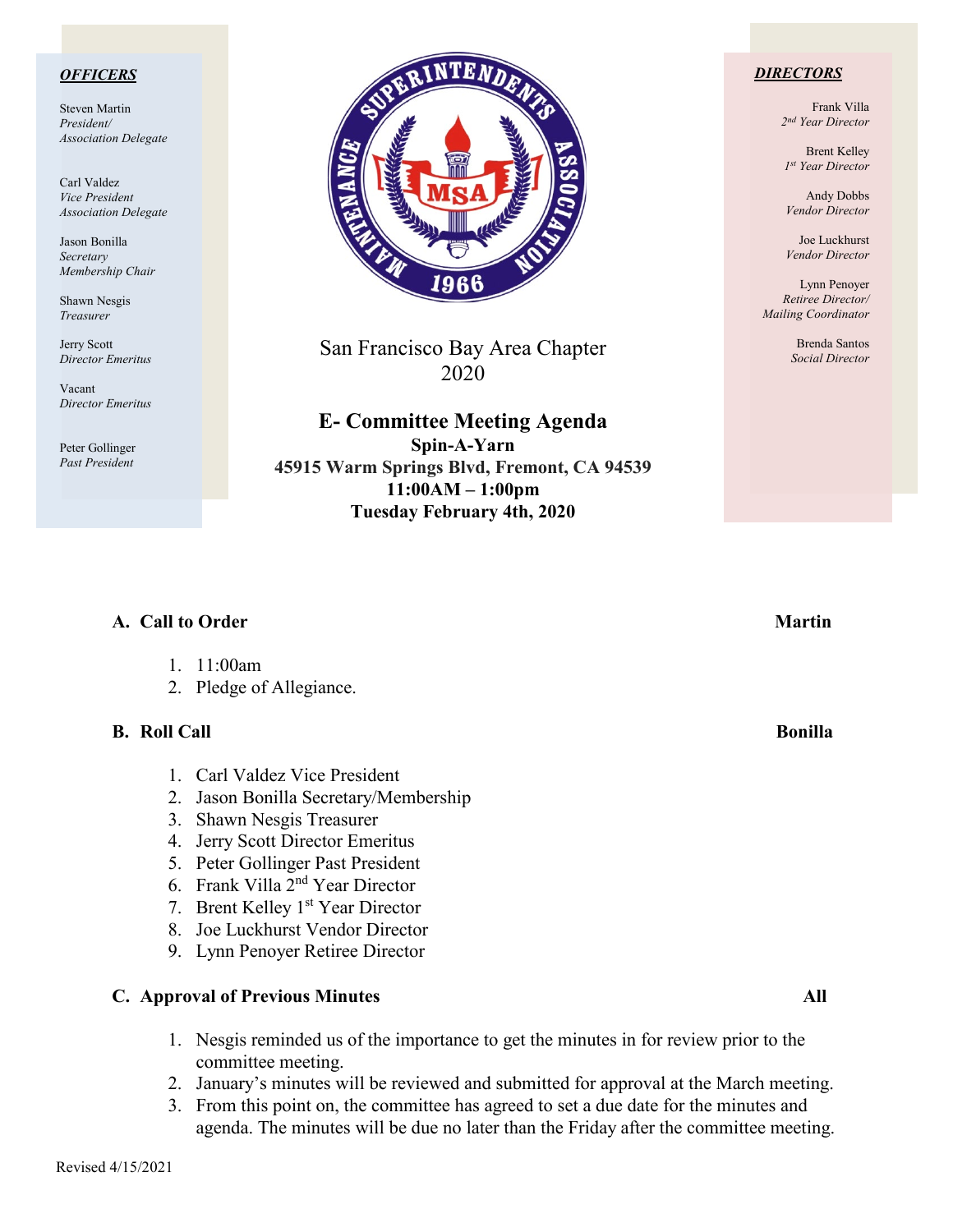***OFFICERS***

Steven Martin
*President/ Association Delegate*

Carl Valdez
*Vice President Association Delegate*

Jason Bonilla
*Secretary Membership Chair*

Shawn Nesgis
*Treasurer*

Jerry Scott
*Director Emeritus*

Vacant
*Director Emeritus*

Peter Gollinger
*Past President*

San Francisco Bay Area Chapter
2020

## E- Committee Meeting Agenda

**Spin-A-Yarn**
**45915 Warm Springs Blvd, Fremont, CA 94539**
**11:00AM – 1:00pm**
**Tuesday February 4th, 2020**

***DIRECTORS***

Frank Villa
*2nd Year Director*

Brent Kelley
*1st Year Director*

Andy Dobbs
*Vendor Director*

Joe Luckhurst
*Vendor Director*

Lynn Penoyer
*Retiree Director/ Mailing Coordinator*

Brenda Santos
*Social Director*

### A. Call to Order — Martin

1. 11:00am
2. Pledge of Allegiance.

### B. Roll Call — Bonilla

1. Carl Valdez Vice President
2. Jason Bonilla Secretary/Membership
3. Shawn Nesgis Treasurer
4. Jerry Scott Director Emeritus
5. Peter Gollinger Past President
6. Frank Villa 2nd Year Director
7. Brent Kelley 1st Year Director
8. Joe Luckhurst Vendor Director
9. Lynn Penoyer Retiree Director

### C. Approval of Previous Minutes — All

1. Nesgis reminded us of the importance to get the minutes in for review prior to the committee meeting.
2. January's minutes will be reviewed and submitted for approval at the March meeting.
3. From this point on, the committee has agreed to set a due date for the minutes and agenda. The minutes will be due no later than the Friday after the committee meeting.

Revised 4/15/2021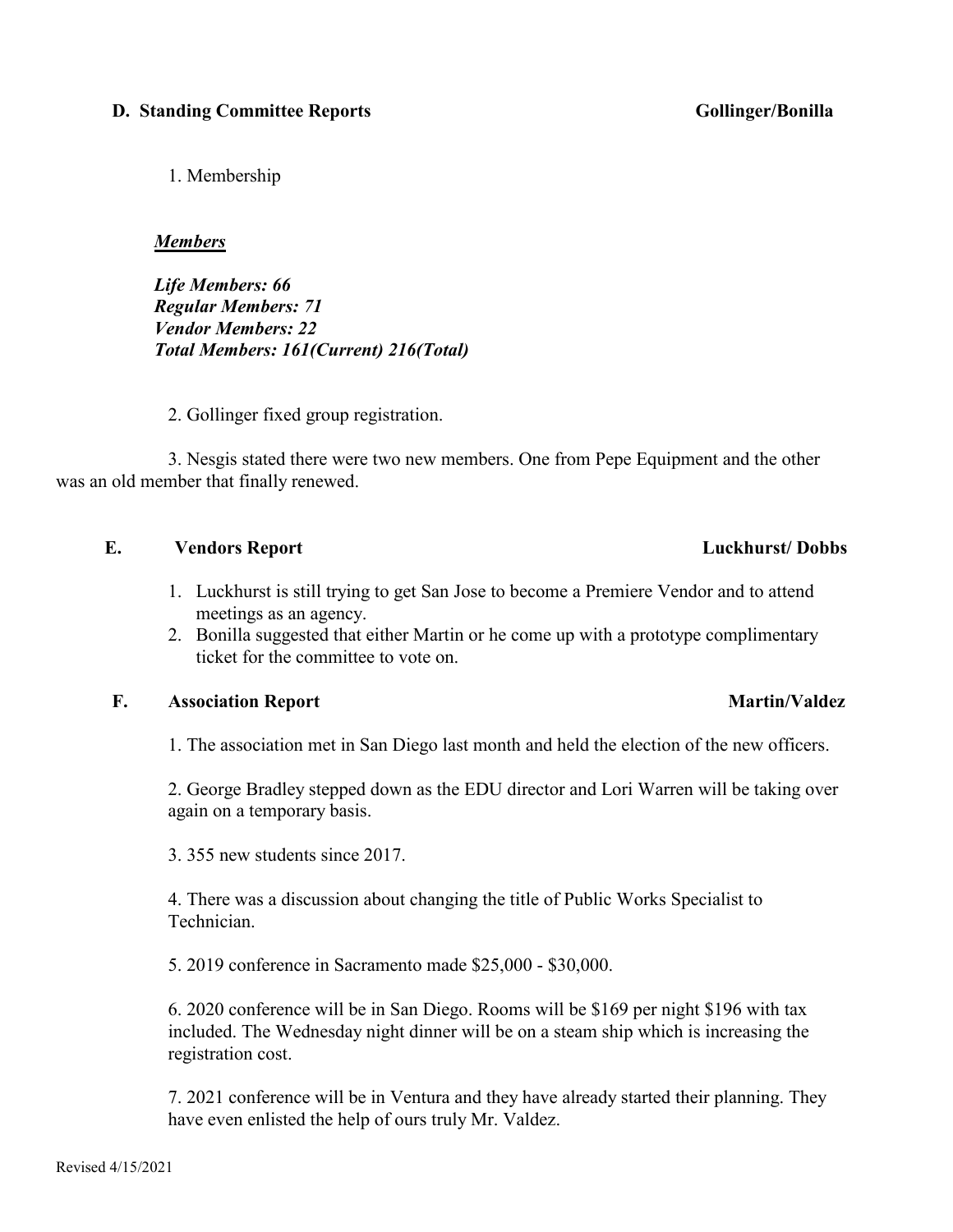## D. Standing Committee Reports — Gollinger/Bonilla

1. Membership

***Members***

***Life Members: 66***
***Regular Members: 71***
***Vendor Members: 22***
***Total Members: 161(Current) 216(Total)***

2. Gollinger fixed group registration.

3. Nesgis stated there were two new members. One from Pepe Equipment and the other was an old member that finally renewed.

## E. Vendors Report — Luckhurst/ Dobbs

1. Luckhurst is still trying to get San Jose to become a Premiere Vendor and to attend meetings as an agency.
2. Bonilla suggested that either Martin or he come up with a prototype complimentary ticket for the committee to vote on.

## F. Association Report — Martin/Valdez

1. The association met in San Diego last month and held the election of the new officers.

2. George Bradley stepped down as the EDU director and Lori Warren will be taking over again on a temporary basis.

3. 355 new students since 2017.

4. There was a discussion about changing the title of Public Works Specialist to Technician.

5. 2019 conference in Sacramento made $25,000 - $30,000.

6. 2020 conference will be in San Diego. Rooms will be $169 per night $196 with tax included. The Wednesday night dinner will be on a steam ship which is increasing the registration cost.

7. 2021 conference will be in Ventura and they have already started their planning. They have even enlisted the help of ours truly Mr. Valdez.

Revised 4/15/2021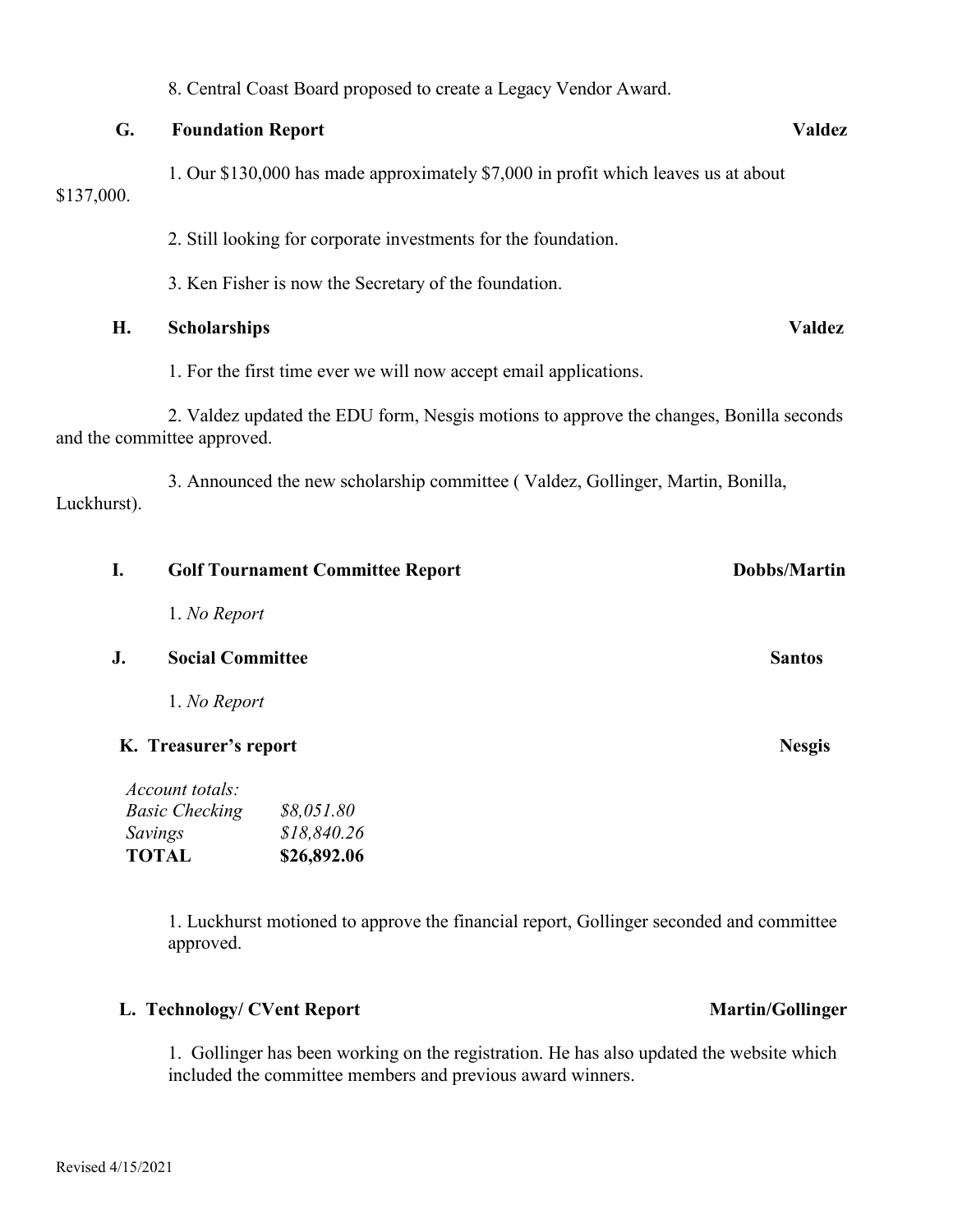8. Central Coast Board proposed to create a Legacy Vendor Award.

**G. Foundation Report** **Valdez**

1. Our $130,000 has made approximately $7,000 in profit which leaves us at about $137,000.

2. Still looking for corporate investments for the foundation.

3. Ken Fisher is now the Secretary of the foundation.

**H. Scholarships** **Valdez**

1. For the first time ever we will now accept email applications.

2. Valdez updated the EDU form, Nesgis motions to approve the changes, Bonilla seconds and the committee approved.

3. Announced the new scholarship committee ( Valdez, Gollinger, Martin, Bonilla, Luckhurst).

**I. Golf Tournament Committee Report** **Dobbs/Martin**

1. *No Report*

**J. Social Committee** **Santos**

1. *No Report*

**K. Treasurer's report** **Nesgis**

| *Account totals:* | |
|---|---|
| *Basic Checking* | *$8,051.80* |
| *Savings* | *$18,840.26* |
| **TOTAL** | **$26,892.06** |

1. Luckhurst motioned to approve the financial report, Gollinger seconded and committee approved.

**L. Technology/ CVent Report** **Martin/Gollinger**

1. Gollinger has been working on the registration. He has also updated the website which included the committee members and previous award winners.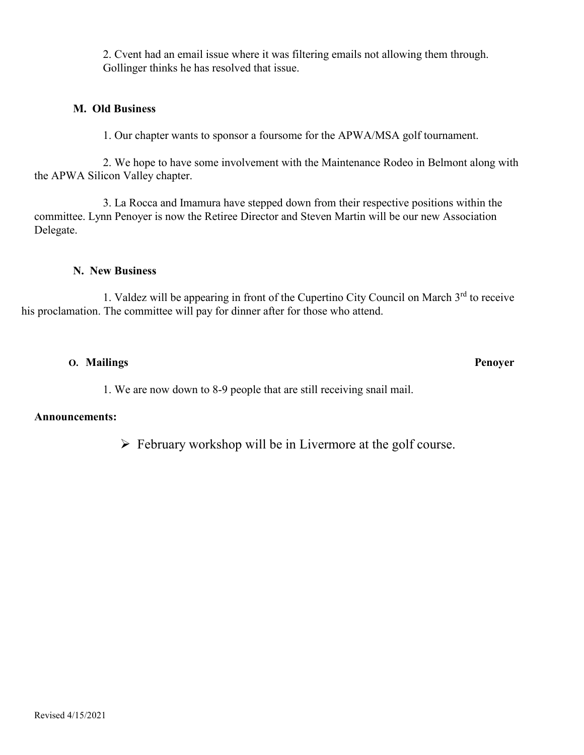2. Cvent had an email issue where it was filtering emails not allowing them through. Gollinger thinks he has resolved that issue.

**M. Old Business**

1. Our chapter wants to sponsor a foursome for the APWA/MSA golf tournament.

2. We hope to have some involvement with the Maintenance Rodeo in Belmont along with the APWA Silicon Valley chapter.

3. La Rocca and Imamura have stepped down from their respective positions within the committee. Lynn Penoyer is now the Retiree Director and Steven Martin will be our new Association Delegate.

**N. New Business**

1. Valdez will be appearing in front of the Cupertino City Council on March 3rd to receive his proclamation. The committee will pay for dinner after for those who attend.

**O. Mailings** **Penoyer**

1. We are now down to 8-9 people that are still receiving snail mail.

**Announcements:**

- February workshop will be in Livermore at the golf course.